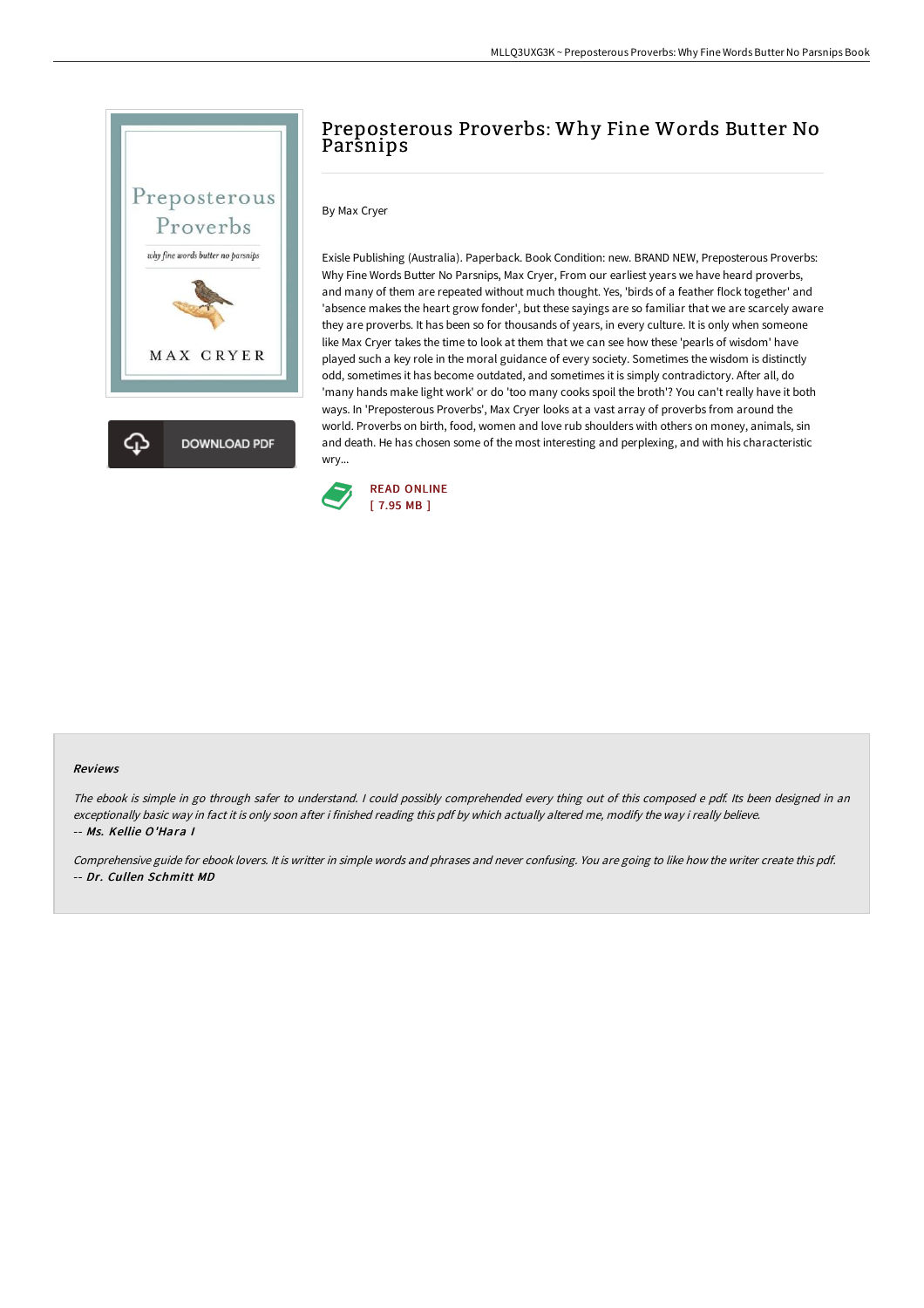# Preposterous Proverbs: Why Fine Words Butter No Parsnips

By Max Cryer

Exisle Publishing (Australia). Paperback. Book Condition: new. BRAND NEW, Preposterous Proverbs: Why Fine Words Butter No Parsnips, Max Cryer, From our earliest years we have heard proverbs, and many of them are repeated without much thought. Yes, 'birds of a feather flock together' and 'absence makes the heart grow fonder', but these sayings are so familiar that we are scarcely aware they are proverbs. It has been so for thousands of years, in every culture. It is only when someone like Max Cryer takes the time to look at them that we can see how these 'pearls of wisdom' have played such a key role in the moral guidance of every society. Sometimes the wisdom is distinctly odd, sometimes it has become outdated, and sometimes it is simply contradictory. After all, do 'many hands make light work' or do 'too many cooks spoil the broth'? You can't really have it both ways. In 'Preposterous Proverbs', Max Cryer looks at a vast array of proverbs from around the world. Proverbs on birth, food, women and love rub shoulders with others on money, animals, sin and death. He has chosen some of the most interesting and perplexing, and with his characteristic wry...

DOWNLOAD PDF

READ ONLINE
[ 7.95 MB ]

### Reviews

*The ebook is simple in go through safer to understand. I could possibly comprehended every thing out of this composed e pdf. Its been designed in an exceptionally basic way in fact it is only soon after i finished reading this pdf by which actually altered me, modify the way i really believe.*
*-- Ms. Kellie O'Hara I*

*Comprehensive guide for ebook lovers. It is writter in simple words and phrases and never confusing. You are going to like how the writer create this pdf.*
*-- Dr. Cullen Schmitt MD*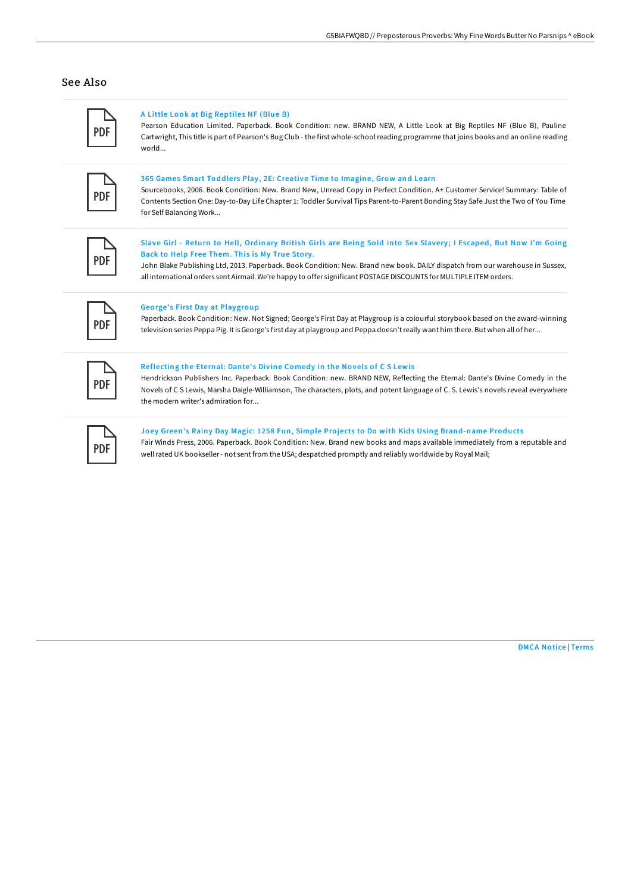## See Also

### A Little Look at Big Reptiles NF (Blue B)

Pearson Education Limited. Paperback. Book Condition: new. BRAND NEW, A Little Look at Big Reptiles NF (Blue B), Pauline Cartwright, This title is part of Pearson's Bug Club - the first whole-school reading programme that joins books and an online reading world...

### 365 Games Smart Toddlers Play, 2E: Creative Time to Imagine, Grow and Learn

Sourcebooks, 2006. Book Condition: New. Brand New, Unread Copy in Perfect Condition. A+ Customer Service! Summary: Table of Contents Section One: Day-to-Day Life Chapter 1: Toddler Survival Tips Parent-to-Parent Bonding Stay Safe Just the Two of You Time for Self Balancing Work...

### Slave Girl - Return to Hell, Ordinary British Girls are Being Sold into Sex Slavery; I Escaped, But Now I'm Going Back to Help Free Them. This is My True Story.

John Blake Publishing Ltd, 2013. Paperback. Book Condition: New. Brand new book. DAILY dispatch from our warehouse in Sussex, all international orders sent Airmail. We're happy to offer significant POSTAGE DISCOUNTS for MULTIPLE ITEM orders.

### George's First Day at Playgroup

Paperback. Book Condition: New. Not Signed; George's First Day at Playgroup is a colourful storybook based on the award-winning television series Peppa Pig. It is George's first day at playgroup and Peppa doesn't really want him there. But when all of her...

### Reflecting the Eternal: Dante's Divine Comedy in the Novels of C S Lewis

Hendrickson Publishers Inc. Paperback. Book Condition: new. BRAND NEW, Reflecting the Eternal: Dante's Divine Comedy in the Novels of C S Lewis, Marsha Daigle-Williamson, The characters, plots, and potent language of C. S. Lewis's novels reveal everywhere the modern writer's admiration for...

### Joey Green's Rainy Day Magic: 1258 Fun, Simple Projects to Do with Kids Using Brand-name Products

Fair Winds Press, 2006. Paperback. Book Condition: New. Brand new books and maps available immediately from a reputable and well rated UK bookseller - not sent from the USA; despatched promptly and reliably worldwide by Royal Mail;